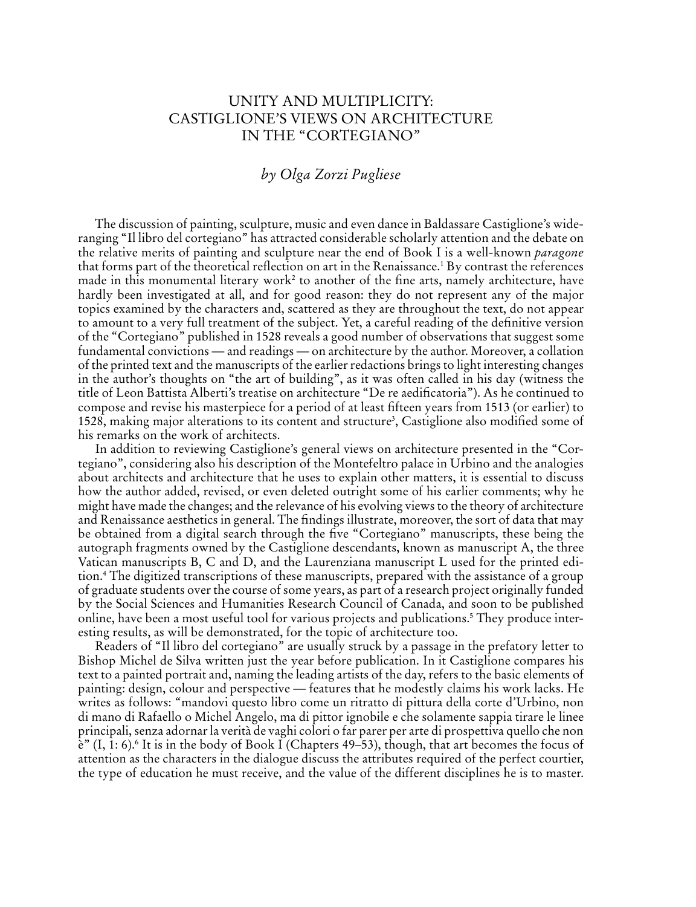# UNITY AND MULTIPLICITY: CASTIGLIONE'S VIEWS ON ARCHITECTURE IN THE "CORTEGIANO"

*by Olga Zorzi Pugliese*

The discussion of painting, sculpture, music and even dance in Baldassare Castiglione's wide-ranging "Il libro del cortegiano" has attracted considerable scholarly attention and the debate on the relative merits of painting and sculpture near the end of Book I is a well-known *paragone* that forms part of the theoretical reflection on art in the Renaissance.[1] By contrast the references made in this monumental literary work[2] to another of the fine arts, namely architecture, have hardly been investigated at all, and for good reason: they do not represent any of the major topics examined by the characters and, scattered as they are throughout the text, do not appear to amount to a very full treatment of the subject. Yet, a careful reading of the definitive version of the "Cortegiano" published in 1528 reveals a good number of observations that suggest some fundamental convictions — and readings — on architecture by the author. Moreover, a collation of the printed text and the manuscripts of the earlier redactions brings to light interesting changes in the author's thoughts on "the art of building", as it was often called in his day (witness the title of Leon Battista Alberti's treatise on architecture "De re aedificatoria"). As he continued to compose and revise his masterpiece for a period of at least fifteen years from 1513 (or earlier) to 1528, making major alterations to its content and structure[3], Castiglione also modified some of his remarks on the work of architects.

In addition to reviewing Castiglione's general views on architecture presented in the "Cortegiano", considering also his description of the Montefeltro palace in Urbino and the analogies about architects and architecture that he uses to explain other matters, it is essential to discuss how the author added, revised, or even deleted outright some of his earlier comments; why he might have made the changes; and the relevance of his evolving views to the theory of architecture and Renaissance aesthetics in general. The findings illustrate, moreover, the sort of data that may be obtained from a digital search through the five "Cortegiano" manuscripts, these being the autograph fragments owned by the Castiglione descendants, known as manuscript A, the three Vatican manuscripts B, C and D, and the Laurenziana manuscript L used for the printed edition.[4] The digitized transcriptions of these manuscripts, prepared with the assistance of a group of graduate students over the course of some years, as part of a research project originally funded by the Social Sciences and Humanities Research Council of Canada, and soon to be published online, have been a most useful tool for various projects and publications.[5] They produce interesting results, as will be demonstrated, for the topic of architecture too.

Readers of "Il libro del cortegiano" are usually struck by a passage in the prefatory letter to Bishop Michel de Silva written just the year before publication. In it Castiglione compares his text to a painted portrait and, naming the leading artists of the day, refers to the basic elements of painting: design, colour and perspective — features that he modestly claims his work lacks. He writes as follows: "mandovi questo libro come un ritratto di pittura della corte d'Urbino, non di mano di Rafaello o Michel Angelo, ma di pittor ignobile e che solamente sappia tirare le linee principali, senza adornar la verità de vaghi colori o far parer per arte di prospettiva quello che non è" (I, 1: 6).[6] It is in the body of Book I (Chapters 49–53), though, that art becomes the focus of attention as the characters in the dialogue discuss the attributes required of the perfect courtier, the type of education he must receive, and the value of the different disciplines he is to master.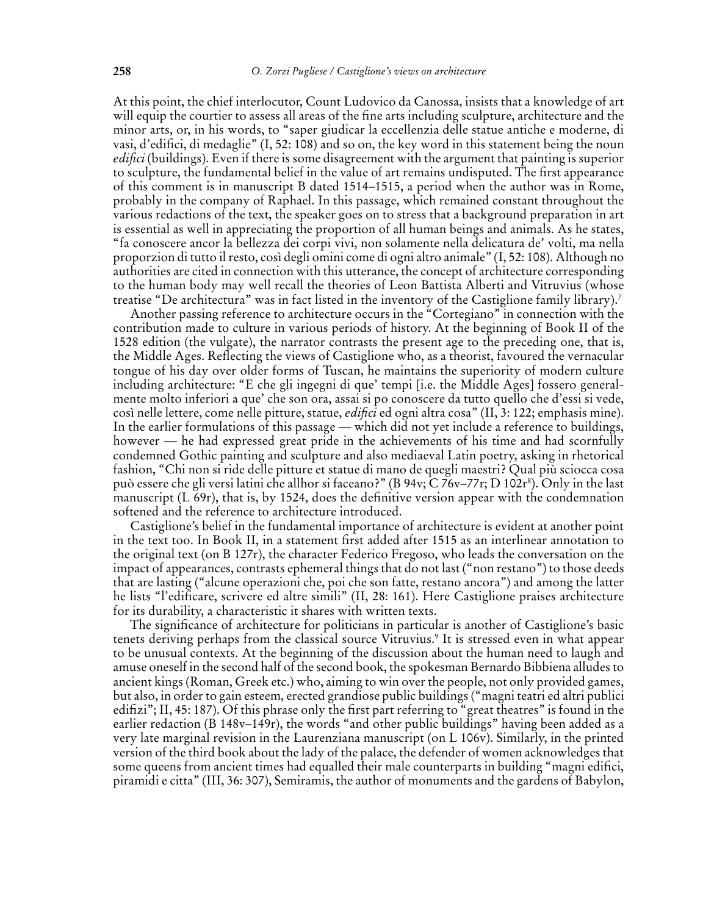At this point, the chief interlocutor, Count Ludovico da Canossa, insists that a knowledge of art will equip the courtier to assess all areas of the fine arts including sculpture, architecture and the minor arts, or, in his words, to "saper giudicar la eccellenzia delle statue antiche e moderne, di vasi, d'edifici, di medaglie" (I, 52: 108) and so on, the key word in this statement being the noun *edifici* (buildings). Even if there is some disagreement with the argument that painting is superior to sculpture, the fundamental belief in the value of art remains undisputed. The first appearance of this comment is in manuscript B dated 1514–1515, a period when the author was in Rome, probably in the company of Raphael. In this passage, which remained constant throughout the various redactions of the text, the speaker goes on to stress that a background preparation in art is essential as well in appreciating the proportion of all human beings and animals. As he states, "fa conoscere ancor la bellezza dei corpi vivi, non solamente nella delicatura de' volti, ma nella proporzion di tutto il resto, così degli omini come di ogni altro animale" (I, 52: 108). Although no authorities are cited in connection with this utterance, the concept of architecture corresponding to the human body may well recall the theories of Leon Battista Alberti and Vitruvius (whose treatise "De architectura" was in fact listed in the inventory of the Castiglione family library).[7]

Another passing reference to architecture occurs in the "Cortegiano" in connection with the contribution made to culture in various periods of history. At the beginning of Book II of the 1528 edition (the vulgate), the narrator contrasts the present age to the preceding one, that is, the Middle Ages. Reflecting the views of Castiglione who, as a theorist, favoured the vernacular tongue of his day over older forms of Tuscan, he maintains the superiority of modern culture including architecture: "E che gli ingegni di que' tempi [i.e. the Middle Ages] fossero generalmente molto inferiori a que' che son ora, assai si po conoscere da tutto quello che d'essi si vede, così nelle lettere, come nelle pitture, statue, *edifici* ed ogni altra cosa" (II, 3: 122; emphasis mine). In the earlier formulations of this passage — which did not yet include a reference to buildings, however — he had expressed great pride in the achievements of his time and had scornfully condemned Gothic painting and sculpture and also mediaeval Latin poetry, asking in rhetorical fashion, "Chi non si ride delle pitture et statue di mano de quegli maestri? Qual più sciocca cosa può essere che gli versi latini che allhor si faceano?" (B 94v; C 76v–77r; D 102r[8]). Only in the last manuscript (L 69r), that is, by 1524, does the definitive version appear with the condemnation softened and the reference to architecture introduced.

Castiglione's belief in the fundamental importance of architecture is evident at another point in the text too. In Book II, in a statement first added after 1515 as an interlinear annotation to the original text (on B 127r), the character Federico Fregoso, who leads the conversation on the impact of appearances, contrasts ephemeral things that do not last ("non restano") to those deeds that are lasting ("alcune operazioni che, poi che son fatte, restano ancora") and among the latter he lists "l'edificare, scrivere ed altre simili" (II, 28: 161). Here Castiglione praises architecture for its durability, a characteristic it shares with written texts.

The significance of architecture for politicians in particular is another of Castiglione's basic tenets deriving perhaps from the classical source Vitruvius.[9] It is stressed even in what appear to be unusual contexts. At the beginning of the discussion about the human need to laugh and amuse oneself in the second half of the second book, the spokesman Bernardo Bibbiena alludes to ancient kings (Roman, Greek etc.) who, aiming to win over the people, not only provided games, but also, in order to gain esteem, erected grandiose public buildings ("magni teatri ed altri publici edifizi"; II, 45: 187). Of this phrase only the first part referring to "great theatres" is found in the earlier redaction (B 148v–149r), the words "and other public buildings" having been added as a very late marginal revision in the Laurenziana manuscript (on L 106v). Similarly, in the printed version of the third book about the lady of the palace, the defender of women acknowledges that some queens from ancient times had equalled their male counterparts in building "magni edifici, piramidi e citta" (III, 36: 307), Semiramis, the author of monuments and the gardens of Babylon,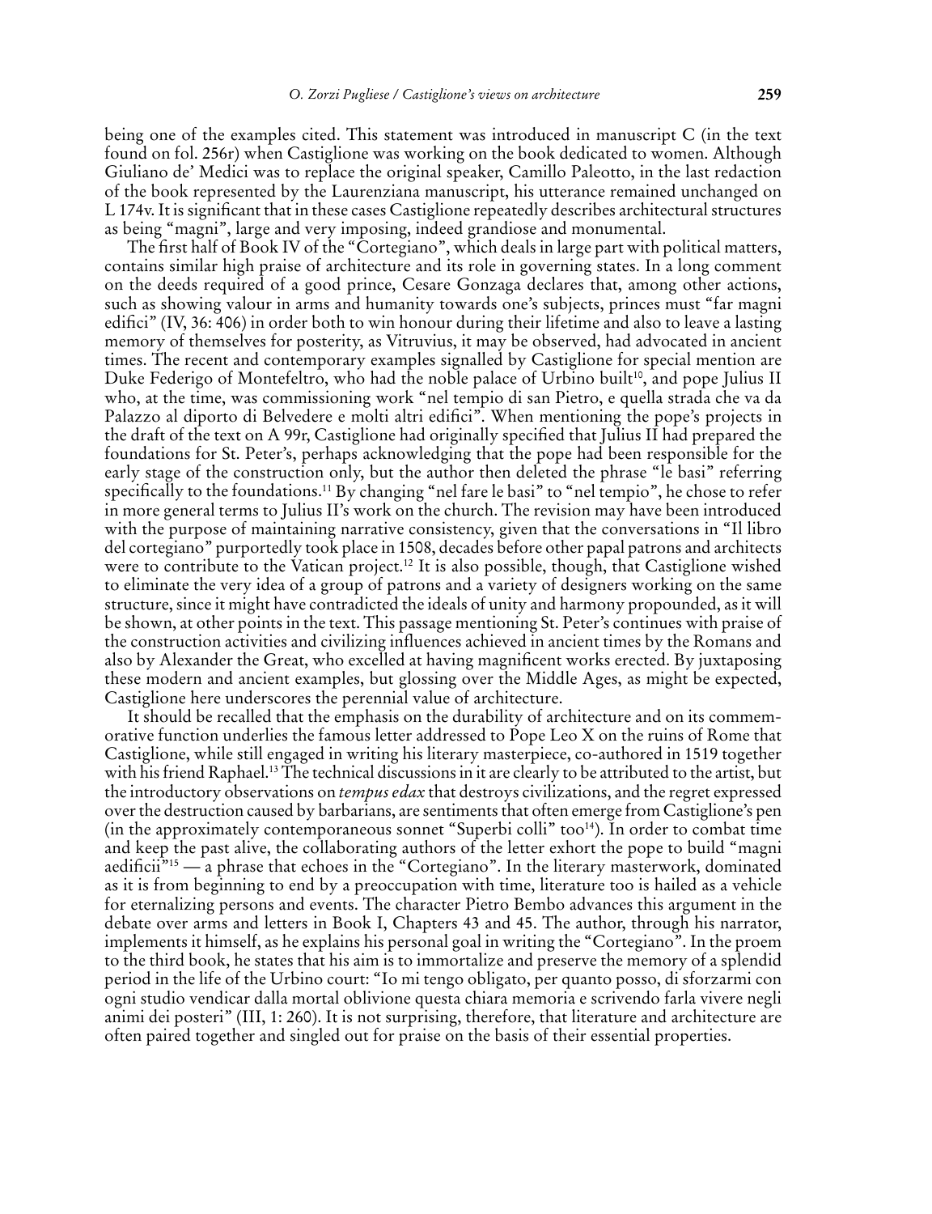being one of the examples cited. This statement was introduced in manuscript C (in the text found on fol. 256r) when Castiglione was working on the book dedicated to women. Although Giuliano de' Medici was to replace the original speaker, Camillo Paleotto, in the last redaction of the book represented by the Laurenziana manuscript, his utterance remained unchanged on L 174v. It is significant that in these cases Castiglione repeatedly describes architectural structures as being "magni", large and very imposing, indeed grandiose and monumental.

The first half of Book IV of the "Cortegiano", which deals in large part with political matters, contains similar high praise of architecture and its role in governing states. In a long comment on the deeds required of a good prince, Cesare Gonzaga declares that, among other actions, such as showing valour in arms and humanity towards one's subjects, princes must "far magni edifici" (IV, 36: 406) in order both to win honour during their lifetime and also to leave a lasting memory of themselves for posterity, as Vitruvius, it may be observed, had advocated in ancient times. The recent and contemporary examples signalled by Castiglione for special mention are Duke Federigo of Montefeltro, who had the noble palace of Urbino built[10], and pope Julius II who, at the time, was commissioning work "nel tempio di san Pietro, e quella strada che va da Palazzo al diporto di Belvedere e molti altri edifici". When mentioning the pope's projects in the draft of the text on A 99r, Castiglione had originally specified that Julius II had prepared the foundations for St. Peter's, perhaps acknowledging that the pope had been responsible for the early stage of the construction only, but the author then deleted the phrase "le basi" referring specifically to the foundations.[11] By changing "nel fare le basi" to "nel tempio", he chose to refer in more general terms to Julius II's work on the church. The revision may have been introduced with the purpose of maintaining narrative consistency, given that the conversations in "Il libro del cortegiano" purportedly took place in 1508, decades before other papal patrons and architects were to contribute to the Vatican project.[12] It is also possible, though, that Castiglione wished to eliminate the very idea of a group of patrons and a variety of designers working on the same structure, since it might have contradicted the ideals of unity and harmony propounded, as it will be shown, at other points in the text. This passage mentioning St. Peter's continues with praise of the construction activities and civilizing influences achieved in ancient times by the Romans and also by Alexander the Great, who excelled at having magnificent works erected. By juxtaposing these modern and ancient examples, but glossing over the Middle Ages, as might be expected, Castiglione here underscores the perennial value of architecture.

It should be recalled that the emphasis on the durability of architecture and on its commemorative function underlies the famous letter addressed to Pope Leo X on the ruins of Rome that Castiglione, while still engaged in writing his literary masterpiece, co-authored in 1519 together with his friend Raphael.[13] The technical discussions in it are clearly to be attributed to the artist, but the introductory observations on *tempus edax* that destroys civilizations, and the regret expressed over the destruction caused by barbarians, are sentiments that often emerge from Castiglione's pen (in the approximately contemporaneous sonnet "Superbi colli" too[14]). In order to combat time and keep the past alive, the collaborating authors of the letter exhort the pope to build "magni aedificii"[15] — a phrase that echoes in the "Cortegiano". In the literary masterwork, dominated as it is from beginning to end by a preoccupation with time, literature too is hailed as a vehicle for eternalizing persons and events. The character Pietro Bembo advances this argument in the debate over arms and letters in Book I, Chapters 43 and 45. The author, through his narrator, implements it himself, as he explains his personal goal in writing the "Cortegiano". In the proem to the third book, he states that his aim is to immortalize and preserve the memory of a splendid period in the life of the Urbino court: "Io mi tengo obligato, per quanto posso, di sforzarmi con ogni studio vendicar dalla mortal oblivione questa chiara memoria e scrivendo farla vivere negli animi dei posteri" (III, 1: 260). It is not surprising, therefore, that literature and architecture are often paired together and singled out for praise on the basis of their essential properties.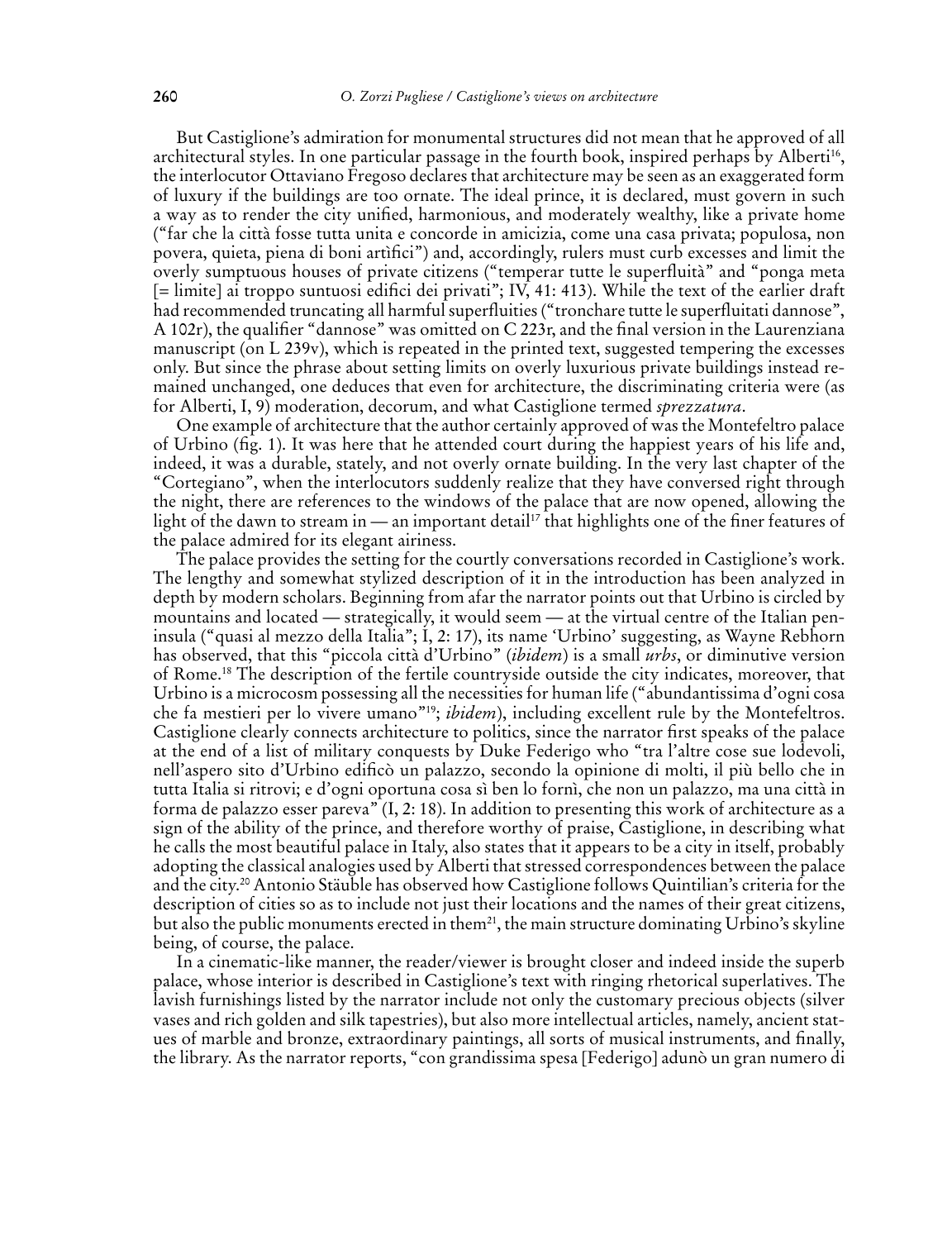But Castiglione's admiration for monumental structures did not mean that he approved of all architectural styles. In one particular passage in the fourth book, inspired perhaps by Alberti[16], the interlocutor Ottaviano Fregoso declares that architecture may be seen as an exaggerated form of luxury if the buildings are too ornate. The ideal prince, it is declared, must govern in such a way as to render the city unified, harmonious, and moderately wealthy, like a private home ("far che la città fosse tutta unita e concorde in amicizia, come una casa privata; populosa, non povera, quieta, piena di boni artìfici") and, accordingly, rulers must curb excesses and limit the overly sumptuous houses of private citizens ("temperar tutte le superfluità" and "ponga meta [= limite] ai troppo suntuosi edifici dei privati"; IV, 41: 413). While the text of the earlier draft had recommended truncating all harmful superfluities ("tronchare tutte le superfluitati dannose", A 102r), the qualifier "dannose" was omitted on C 223r, and the final version in the Laurenziana manuscript (on L 239v), which is repeated in the printed text, suggested tempering the excesses only. But since the phrase about setting limits on overly luxurious private buildings instead remained unchanged, one deduces that even for architecture, the discriminating criteria were (as for Alberti, I, 9) moderation, decorum, and what Castiglione termed *sprezzatura*.

One example of architecture that the author certainly approved of was the Montefeltro palace of Urbino (fig. 1). It was here that he attended court during the happiest years of his life and, indeed, it was a durable, stately, and not overly ornate building. In the very last chapter of the "Cortegiano", when the interlocutors suddenly realize that they have conversed right through the night, there are references to the windows of the palace that are now opened, allowing the light of the dawn to stream in — an important detail[17] that highlights one of the finer features of the palace admired for its elegant airiness.

The palace provides the setting for the courtly conversations recorded in Castiglione's work. The lengthy and somewhat stylized description of it in the introduction has been analyzed in depth by modern scholars. Beginning from afar the narrator points out that Urbino is circled by mountains and located — strategically, it would seem — at the virtual centre of the Italian peninsula ("quasi al mezzo della Italia"; I, 2: 17), its name 'Urbino' suggesting, as Wayne Rebhorn has observed, that this "piccola città d'Urbino" (*ibidem*) is a small *urbs*, or diminutive version of Rome.[18] The description of the fertile countryside outside the city indicates, moreover, that Urbino is a microcosm possessing all the necessities for human life ("abundantissima d'ogni cosa che fa mestieri per lo vivere umano"[19]; *ibidem*), including excellent rule by the Montefeltros. Castiglione clearly connects architecture to politics, since the narrator first speaks of the palace at the end of a list of military conquests by Duke Federigo who "tra l'altre cose sue lodevoli, nell'aspero sito d'Urbino edificò un palazzo, secondo la opinione di molti, il più bello che in tutta Italia si ritrovi; e d'ogni oportuna cosa sì ben lo fornì, che non un palazzo, ma una città in forma de palazzo esser pareva" (I, 2: 18). In addition to presenting this work of architecture as a sign of the ability of the prince, and therefore worthy of praise, Castiglione, in describing what he calls the most beautiful palace in Italy, also states that it appears to be a city in itself, probably adopting the classical analogies used by Alberti that stressed correspondences between the palace and the city.[20] Antonio Stäuble has observed how Castiglione follows Quintilian's criteria for the description of cities so as to include not just their locations and the names of their great citizens, but also the public monuments erected in them[21], the main structure dominating Urbino's skyline being, of course, the palace.

In a cinematic-like manner, the reader/viewer is brought closer and indeed inside the superb palace, whose interior is described in Castiglione's text with ringing rhetorical superlatives. The lavish furnishings listed by the narrator include not only the customary precious objects (silver vases and rich golden and silk tapestries), but also more intellectual articles, namely, ancient statues of marble and bronze, extraordinary paintings, all sorts of musical instruments, and finally, the library. As the narrator reports, "con grandissima spesa [Federigo] adunò un gran numero di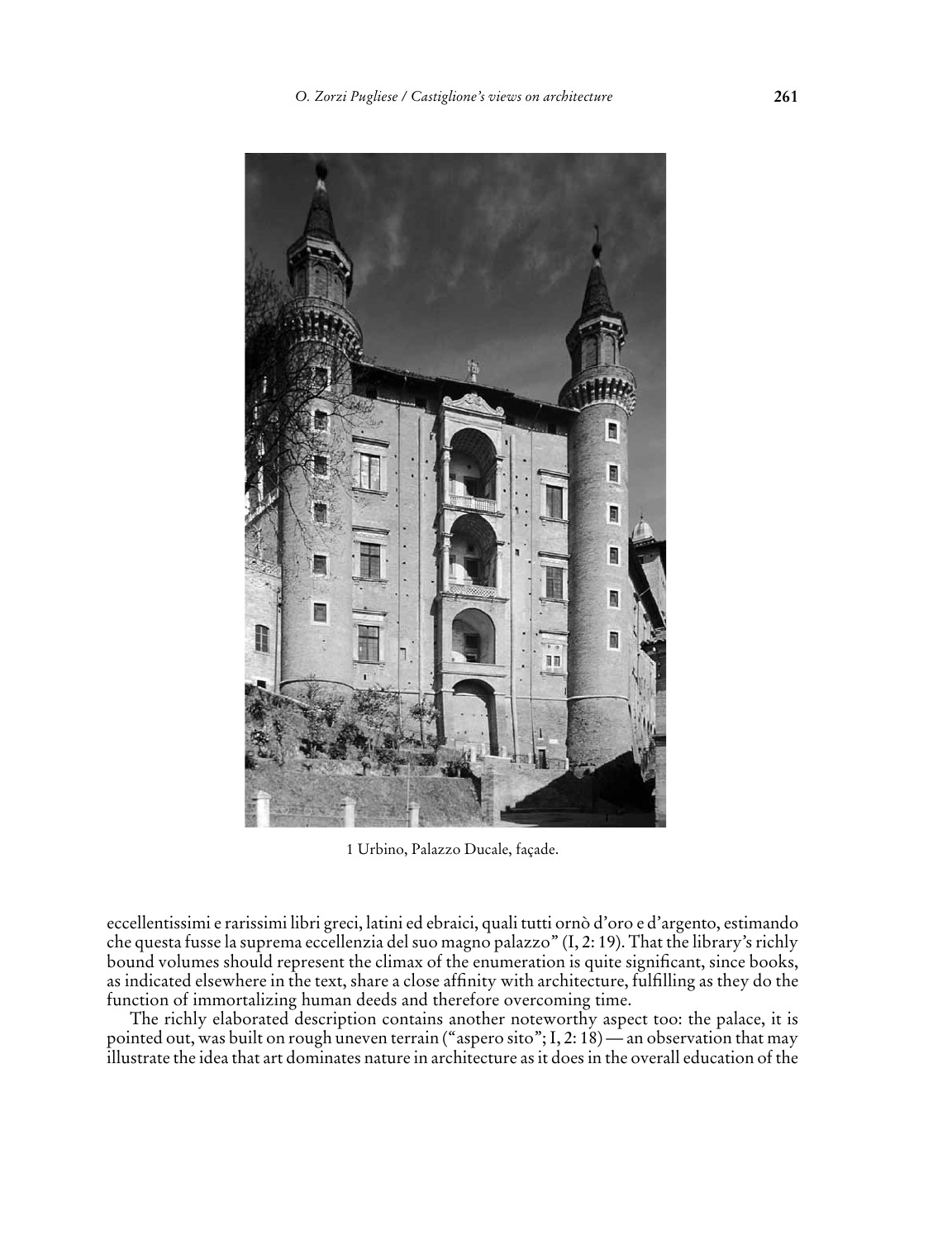1 Urbino, Palazzo Ducale, façade.

eccellentissimi e rarissimi libri greci, latini ed ebraici, quali tutti ornò d'oro e d'argento, estimando che questa fusse la suprema eccellenzia del suo magno palazzo" (I, 2: 19). That the library's richly bound volumes should represent the climax of the enumeration is quite significant, since books, as indicated elsewhere in the text, share a close affinity with architecture, fulfilling as they do the function of immortalizing human deeds and therefore overcoming time.

The richly elaborated description contains another noteworthy aspect too: the palace, it is pointed out, was built on rough uneven terrain ("aspero sito"; I, 2: 18) — an observation that may illustrate the idea that art dominates nature in architecture as it does in the overall education of the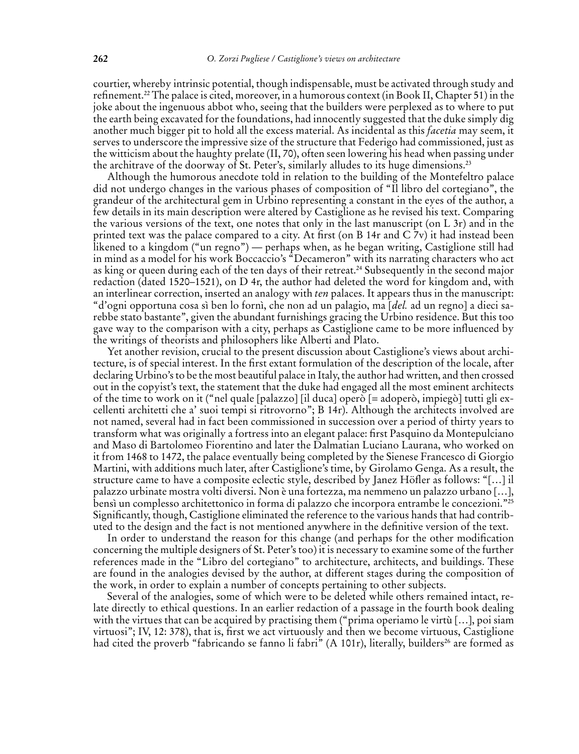courtier, whereby intrinsic potential, though indispensable, must be activated through study and refinement.[22] The palace is cited, moreover, in a humorous context (in Book II, Chapter 51) in the joke about the ingenuous abbot who, seeing that the builders were perplexed as to where to put the earth being excavated for the foundations, had innocently suggested that the duke simply dig another much bigger pit to hold all the excess material. As incidental as this *facetia* may seem, it serves to underscore the impressive size of the structure that Federigo had commissioned, just as the witticism about the haughty prelate (II, 70), often seen lowering his head when passing under the architrave of the doorway of St. Peter's, similarly alludes to its huge dimensions.[23]

Although the humorous anecdote told in relation to the building of the Montefeltro palace did not undergo changes in the various phases of composition of "Il libro del cortegiano", the grandeur of the architectural gem in Urbino representing a constant in the eyes of the author, a few details in its main description were altered by Castiglione as he revised his text. Comparing the various versions of the text, one notes that only in the last manuscript (on L 3r) and in the printed text was the palace compared to a city. At first (on B 14r and C 7v) it had instead been likened to a kingdom ("un regno") — perhaps when, as he began writing, Castiglione still had in mind as a model for his work Boccaccio's "Decameron" with its narrating characters who act as king or queen during each of the ten days of their retreat.[24] Subsequently in the second major redaction (dated 1520–1521), on D 4r, the author had deleted the word for kingdom and, with an interlinear correction, inserted an analogy with *ten* palaces. It appears thus in the manuscript: "d'ogni opportuna cosa sì ben lo fornì, che non ad un palagio, ma [*del.* ad un regno] a dieci sarebbe stato bastante", given the abundant furnishings gracing the Urbino residence. But this too gave way to the comparison with a city, perhaps as Castiglione came to be more influenced by the writings of theorists and philosophers like Alberti and Plato.

Yet another revision, crucial to the present discussion about Castiglione's views about architecture, is of special interest. In the first extant formulation of the description of the locale, after declaring Urbino's to be the most beautiful palace in Italy, the author had written, and then crossed out in the copyist's text, the statement that the duke had engaged all the most eminent architects of the time to work on it ("nel quale [palazzo] [il duca] operò [= adoperò, impiegò] tutti gli eccellenti architetti che a' suoi tempi si ritrovorno"; B 14r). Although the architects involved are not named, several had in fact been commissioned in succession over a period of thirty years to transform what was originally a fortress into an elegant palace: first Pasquino da Montepulciano and Maso di Bartolomeo Fiorentino and later the Dalmatian Luciano Laurana, who worked on it from 1468 to 1472, the palace eventually being completed by the Sienese Francesco di Giorgio Martini, with additions much later, after Castiglione's time, by Girolamo Genga. As a result, the structure came to have a composite eclectic style, described by Janez Höfler as follows: "[…] il palazzo urbinate mostra volti diversi. Non è una fortezza, ma nemmeno un palazzo urbano […], bensì un complesso architettonico in forma di palazzo che incorpora entrambe le concezioni."[25] Significantly, though, Castiglione eliminated the reference to the various hands that had contributed to the design and the fact is not mentioned anywhere in the definitive version of the text.

In order to understand the reason for this change (and perhaps for the other modification concerning the multiple designers of St. Peter's too) it is necessary to examine some of the further references made in the "Libro del cortegiano" to architecture, architects, and buildings. These are found in the analogies devised by the author, at different stages during the composition of the work, in order to explain a number of concepts pertaining to other subjects.

Several of the analogies, some of which were to be deleted while others remained intact, relate directly to ethical questions. In an earlier redaction of a passage in the fourth book dealing with the virtues that can be acquired by practising them ("prima operiamo le virtù […], poi siam virtuosi"; IV, 12: 378), that is, first we act virtuously and then we become virtuous, Castiglione had cited the proverb "fabricando se fanno li fabri" (A 101r), literally, builders[26] are formed as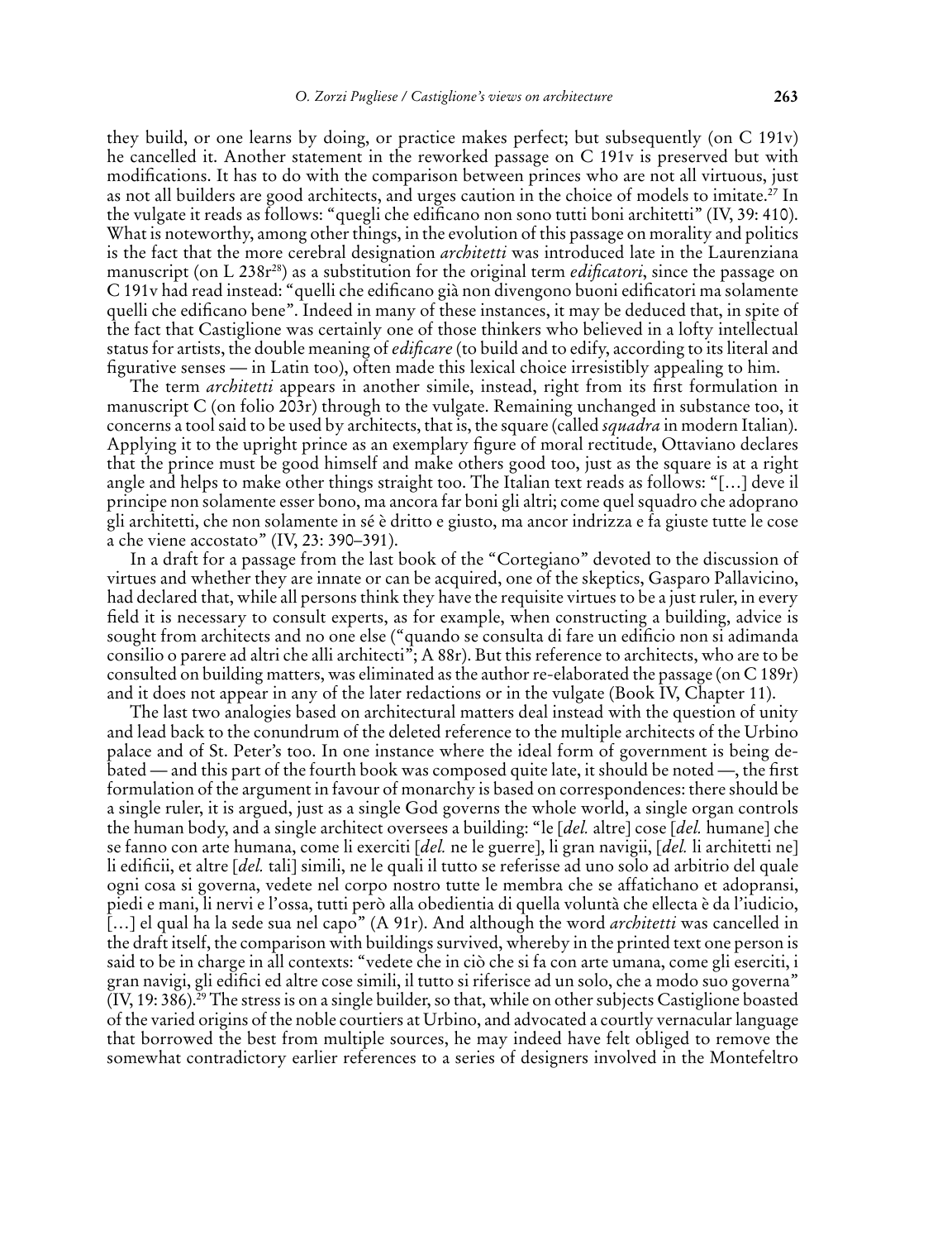they build, or one learns by doing, or practice makes perfect; but subsequently (on C 191v) he cancelled it. Another statement in the reworked passage on C 191v is preserved but with modifications. It has to do with the comparison between princes who are not all virtuous, just as not all builders are good architects, and urges caution in the choice of models to imitate.[27] In the vulgate it reads as follows: "quegli che edificano non sono tutti boni architetti" (IV, 39: 410). What is noteworthy, among other things, in the evolution of this passage on morality and politics is the fact that the more cerebral designation *architetti* was introduced late in the Laurenziana manuscript (on L 238r[28]) as a substitution for the original term *edificatori*, since the passage on C 191v had read instead: "quelli che edificano già non divengono buoni edificatori ma solamente quelli che edificano bene". Indeed in many of these instances, it may be deduced that, in spite of the fact that Castiglione was certainly one of those thinkers who believed in a lofty intellectual status for artists, the double meaning of *edificare* (to build and to edify, according to its literal and figurative senses — in Latin too), often made this lexical choice irresistibly appealing to him.

The term *architetti* appears in another simile, instead, right from its first formulation in manuscript C (on folio 203r) through to the vulgate. Remaining unchanged in substance too, it concerns a tool said to be used by architects, that is, the square (called *squadra* in modern Italian). Applying it to the upright prince as an exemplary figure of moral rectitude, Ottaviano declares that the prince must be good himself and make others good too, just as the square is at a right angle and helps to make other things straight too. The Italian text reads as follows: "[…] deve il principe non solamente esser bono, ma ancora far boni gli altri; come quel squadro che adoprano gli architetti, che non solamente in sé è dritto e giusto, ma ancor indrizza e fa giuste tutte le cose a che viene accostato" (IV, 23: 390–391).

In a draft for a passage from the last book of the "Cortegiano" devoted to the discussion of virtues and whether they are innate or can be acquired, one of the skeptics, Gasparo Pallavicino, had declared that, while all persons think they have the requisite virtues to be a just ruler, in every field it is necessary to consult experts, as for example, when constructing a building, advice is sought from architects and no one else ("quando se consulta di fare un edificio non si adimanda consilio o parere ad altri che alli architecti"; A 88r). But this reference to architects, who are to be consulted on building matters, was eliminated as the author re-elaborated the passage (on C 189r) and it does not appear in any of the later redactions or in the vulgate (Book IV, Chapter 11).

The last two analogies based on architectural matters deal instead with the question of unity and lead back to the conundrum of the deleted reference to the multiple architects of the Urbino palace and of St. Peter's too. In one instance where the ideal form of government is being debated — and this part of the fourth book was composed quite late, it should be noted —, the first formulation of the argument in favour of monarchy is based on correspondences: there should be a single ruler, it is argued, just as a single God governs the whole world, a single organ controls the human body, and a single architect oversees a building: "le [*del.* altre] cose [*del.* humane] che se fanno con arte humana, come li exerciti [*del.* ne le guerre], li gran navigii, [*del.* li architetti ne] li edificii, et altre [*del.* tali] simili, ne le quali il tutto se referisse ad uno solo ad arbitrio del quale ogni cosa si governa, vedete nel corpo nostro tutte le membra che se affatichano et adopransi, piedi e mani, li nervi e l'ossa, tutti però alla obedientia di quella voluntà che ellecta è da l'iudicio, […] el qual ha la sede sua nel capo" (A 91r). And although the word *architetti* was cancelled in the draft itself, the comparison with buildings survived, whereby in the printed text one person is said to be in charge in all contexts: "vedete che in ciò che si fa con arte umana, come gli eserciti, i gran navigi, gli edifici ed altre cose simili, il tutto si riferisce ad un solo, che a modo suo governa" (IV, 19: 386).[29] The stress is on a single builder, so that, while on other subjects Castiglione boasted of the varied origins of the noble courtiers at Urbino, and advocated a courtly vernacular language that borrowed the best from multiple sources, he may indeed have felt obliged to remove the somewhat contradictory earlier references to a series of designers involved in the Montefeltro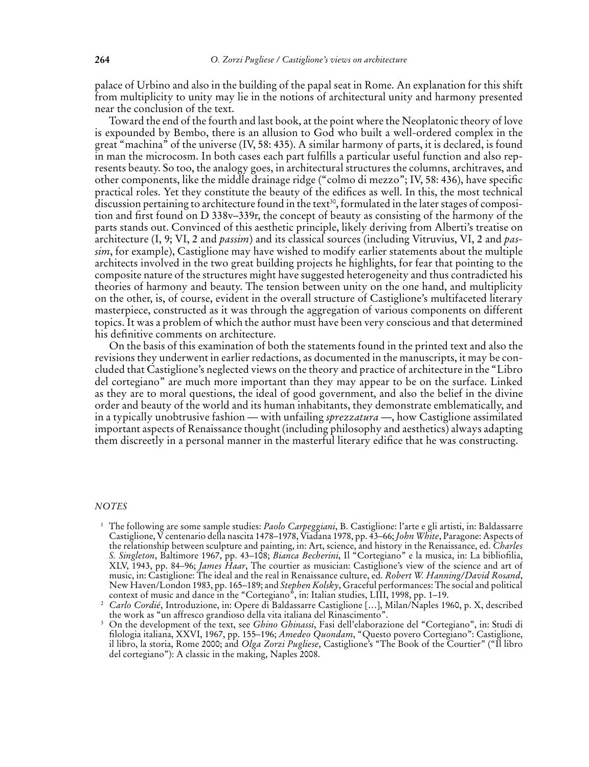palace of Urbino and also in the building of the papal seat in Rome. An explanation for this shift from multiplicity to unity may lie in the notions of architectural unity and harmony presented near the conclusion of the text.

Toward the end of the fourth and last book, at the point where the Neoplatonic theory of love is expounded by Bembo, there is an allusion to God who built a well-ordered complex in the great "machina" of the universe (IV, 58: 435). A similar harmony of parts, it is declared, is found in man the microcosm. In both cases each part fulfills a particular useful function and also represents beauty. So too, the analogy goes, in architectural structures the columns, architraves, and other components, like the middle drainage ridge ("colmo di mezzo"; IV, 58: 436), have specific practical roles. Yet they constitute the beauty of the edifices as well. In this, the most technical discussion pertaining to architecture found in the text[30], formulated in the later stages of composition and first found on D 338v–339r, the concept of beauty as consisting of the harmony of the parts stands out. Convinced of this aesthetic principle, likely deriving from Alberti's treatise on architecture (I, 9; VI, 2 and *passim*) and its classical sources (including Vitruvius, VI, 2 and *passim*, for example), Castiglione may have wished to modify earlier statements about the multiple architects involved in the two great building projects he highlights, for fear that pointing to the composite nature of the structures might have suggested heterogeneity and thus contradicted his theories of harmony and beauty. The tension between unity on the one hand, and multiplicity on the other, is, of course, evident in the overall structure of Castiglione's multifaceted literary masterpiece, constructed as it was through the aggregation of various components on different topics. It was a problem of which the author must have been very conscious and that determined his definitive comments on architecture.

On the basis of this examination of both the statements found in the printed text and also the revisions they underwent in earlier redactions, as documented in the manuscripts, it may be concluded that Castiglione's neglected views on the theory and practice of architecture in the "Libro del cortegiano" are much more important than they may appear to be on the surface. Linked as they are to moral questions, the ideal of good government, and also the belief in the divine order and beauty of the world and its human inhabitants, they demonstrate emblematically, and in a typically unobtrusive fashion — with unfailing *sprezzatura* —, how Castiglione assimilated important aspects of Renaissance thought (including philosophy and aesthetics) always adapting them discreetly in a personal manner in the masterful literary edifice that he was constructing.

*NOTES*

1 The following are some sample studies: *Paolo Carpeggiani*, B. Castiglione: l'arte e gli artisti, in: Baldassarre Castiglione, V centenario della nascita 1478–1978, Viadana 1978, pp. 43–66; *John White*, Paragone: Aspects of the relationship between sculpture and painting, in: Art, science, and history in the Renaissance, ed. *Charles S. Singleton*, Baltimore 1967, pp. 43–108; *Bianca Becherini*, Il "Cortegiano" e la musica, in: La bibliofilia, XLV, 1943, pp. 84–96; *James Haar*, The courtier as musician: Castiglione's view of the science and art of music, in: Castiglione: The ideal and the real in Renaissance culture, ed. *Robert W. Hanning/David Rosand*, New Haven/London 1983, pp. 165–189; and *Stephen Kolsky*, Graceful performances: The social and political context of music and dance in the "Cortegiano", in: Italian studies, LIII, 1998, pp. 1–19.

2 *Carlo Cordié*, Introduzione, in: Opere di Baldassarre Castiglione […], Milan/Naples 1960, p. X, described the work as "un affresco grandioso della vita italiana del Rinascimento".

3 On the development of the text, see *Ghino Ghinassi*, Fasi dell'elaborazione del "Cortegiano", in: Studi di filologia italiana, XXVI, 1967, pp. 155–196; *Amedeo Quondam*, "Questo povero Cortegiano": Castiglione, il libro, la storia, Rome 2000; and *Olga Zorzi Pugliese*, Castiglione's "The Book of the Courtier" ("Il libro del cortegiano"): A classic in the making, Naples 2008.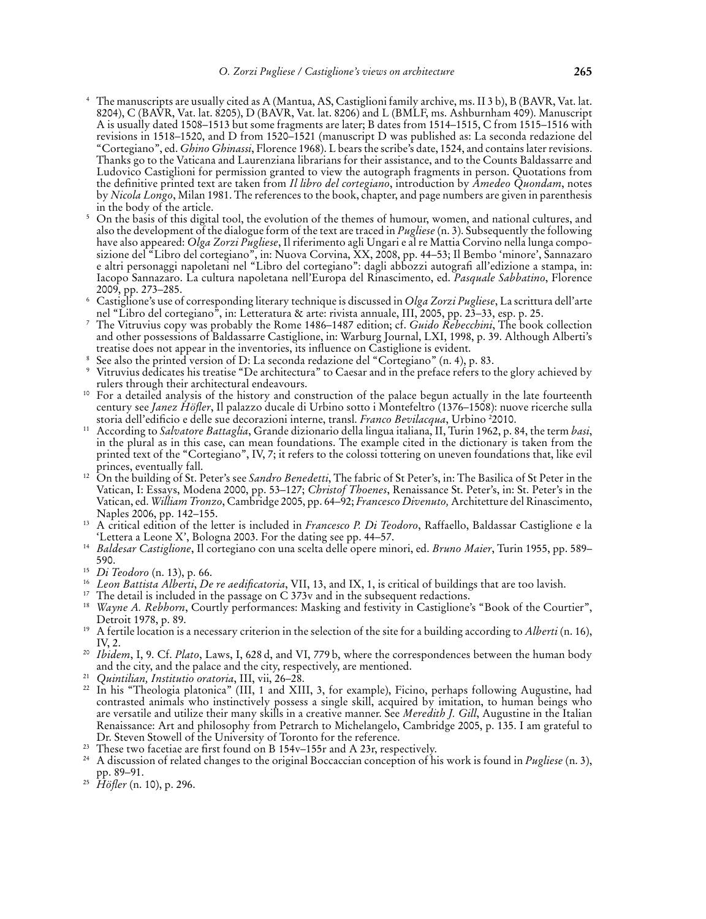[4] The manuscripts are usually cited as A (Mantua, AS, Castiglioni family archive, ms. II 3 b), B (BAVR, Vat. lat. 8204), C (BAVR, Vat. lat. 8205), D (BAVR, Vat. lat. 8206) and L (BMLF, ms. Ashburnham 409). Manuscript A is usually dated 1508–1513 but some fragments are later; B dates from 1514–1515, C from 1515–1516 with revisions in 1518–1520, and D from 1520–1521 (manuscript D was published as: La seconda redazione del "Cortegiano", ed. *Ghino Ghinassi*, Florence 1968). L bears the scribe's date, 1524, and contains later revisions. Thanks go to the Vaticana and Laurenziana librarians for their assistance, and to the Counts Baldassarre and Ludovico Castiglioni for permission granted to view the autograph fragments in person. Quotations from the definitive printed text are taken from *Il libro del cortegiano*, introduction by *Amedeo Quondam*, notes by *Nicola Longo*, Milan 1981. The references to the book, chapter, and page numbers are given in parenthesis in the body of the article.

[5] On the basis of this digital tool, the evolution of the themes of humour, women, and national cultures, and also the development of the dialogue form of the text are traced in *Pugliese* (n. 3). Subsequently the following have also appeared: *Olga Zorzi Pugliese*, Il riferimento agli Ungari e al re Mattia Corvino nella lunga composizione del "Libro del cortegiano", in: Nuova Corvina, XX, 2008, pp. 44–53; Il Bembo 'minore', Sannazaro e altri personaggi napoletani nel "Libro del cortegiano": dagli abbozzi autografi all'edizione a stampa, in: Iacopo Sannazaro. La cultura napoletana nell'Europa del Rinascimento, ed. *Pasquale Sabbatino*, Florence 2009, pp. 273–285.

[6] Castiglione's use of corresponding literary technique is discussed in *Olga Zorzi Pugliese*, La scrittura dell'arte nel "Libro del cortegiano", in: Letteratura & arte: rivista annuale, III, 2005, pp. 23–33, esp. p. 25.

[7] The Vitruvius copy was probably the Rome 1486–1487 edition; cf. *Guido Rebecchini*, The book collection and other possessions of Baldassarre Castiglione, in: Warburg Journal, LXI, 1998, p. 39. Although Alberti's treatise does not appear in the inventories, its influence on Castiglione is evident.

[8] See also the printed version of D: La seconda redazione del "Cortegiano" (n. 4), p. 83.

[9] Vitruvius dedicates his treatise "De architectura" to Caesar and in the preface refers to the glory achieved by rulers through their architectural endeavours.

[10] For a detailed analysis of the history and construction of the palace begun actually in the late fourteenth century see *Janez Höfler*, Il palazzo ducale di Urbino sotto i Montefeltro (1376–1508): nuove ricerche sulla storia dell'edificio e delle sue decorazioni interne, transl. *Franco Bevilacqua*, Urbino [2]2010.

[11] According to *Salvatore Battaglia*, Grande dizionario della lingua italiana, II, Turin 1962, p. 84, the term *basi*, in the plural as in this case, can mean foundations. The example cited in the dictionary is taken from the printed text of the "Cortegiano", IV, 7; it refers to the colossi tottering on uneven foundations that, like evil princes, eventually fall.

[12] On the building of St. Peter's see *Sandro Benedetti*, The fabric of St Peter's, in: The Basilica of St Peter in the Vatican, I: Essays, Modena 2000, pp. 53–127; *Christof Thoenes*, Renaissance St. Peter's, in: St. Peter's in the Vatican, ed. *William Tronzo*, Cambridge 2005, pp. 64–92; *Francesco Divenuto,* Architetture del Rinascimento, Naples 2006, pp. 142–155.

[13] A critical edition of the letter is included in *Francesco P. Di Teodoro*, Raffaello, Baldassar Castiglione e la 'Lettera a Leone X', Bologna 2003. For the dating see pp. 44–57.

[14] *Baldesar Castiglione*, Il cortegiano con una scelta delle opere minori, ed. *Bruno Maier*, Turin 1955, pp. 589–590.

[15] *Di Teodoro* (n. 13), p. 66.

[16] *Leon Battista Alberti*, *De re aedificatoria*, VII, 13, and IX, 1, is critical of buildings that are too lavish.

[17] The detail is included in the passage on C 373v and in the subsequent redactions.

[18] *Wayne A. Rebhorn*, Courtly performances: Masking and festivity in Castiglione's "Book of the Courtier", Detroit 1978, p. 89.

[19] A fertile location is a necessary criterion in the selection of the site for a building according to *Alberti* (n. 16), IV, 2.

[20] *Ibidem*, I, 9. Cf. *Plato*, Laws, I, 628 d, and VI, 779 b, where the correspondences between the human body and the city, and the palace and the city, respectively, are mentioned.

[21] *Quintilian, Institutio oratoria*, III, vii, 26–28.

[22] In his "Theologia platonica" (III, 1 and XIII, 3, for example), Ficino, perhaps following Augustine, had contrasted animals who instinctively possess a single skill, acquired by imitation, to human beings who are versatile and utilize their many skills in a creative manner. See *Meredith J. Gill*, Augustine in the Italian Renaissance: Art and philosophy from Petrarch to Michelangelo, Cambridge 2005, p. 135. I am grateful to Dr. Steven Stowell of the University of Toronto for the reference.

[23] These two facetiae are first found on B 154v–155r and A 23r, respectively.

[24] A discussion of related changes to the original Boccaccian conception of his work is found in *Pugliese* (n. 3), pp. 89–91.

[25] *Höfler* (n. 10), p. 296.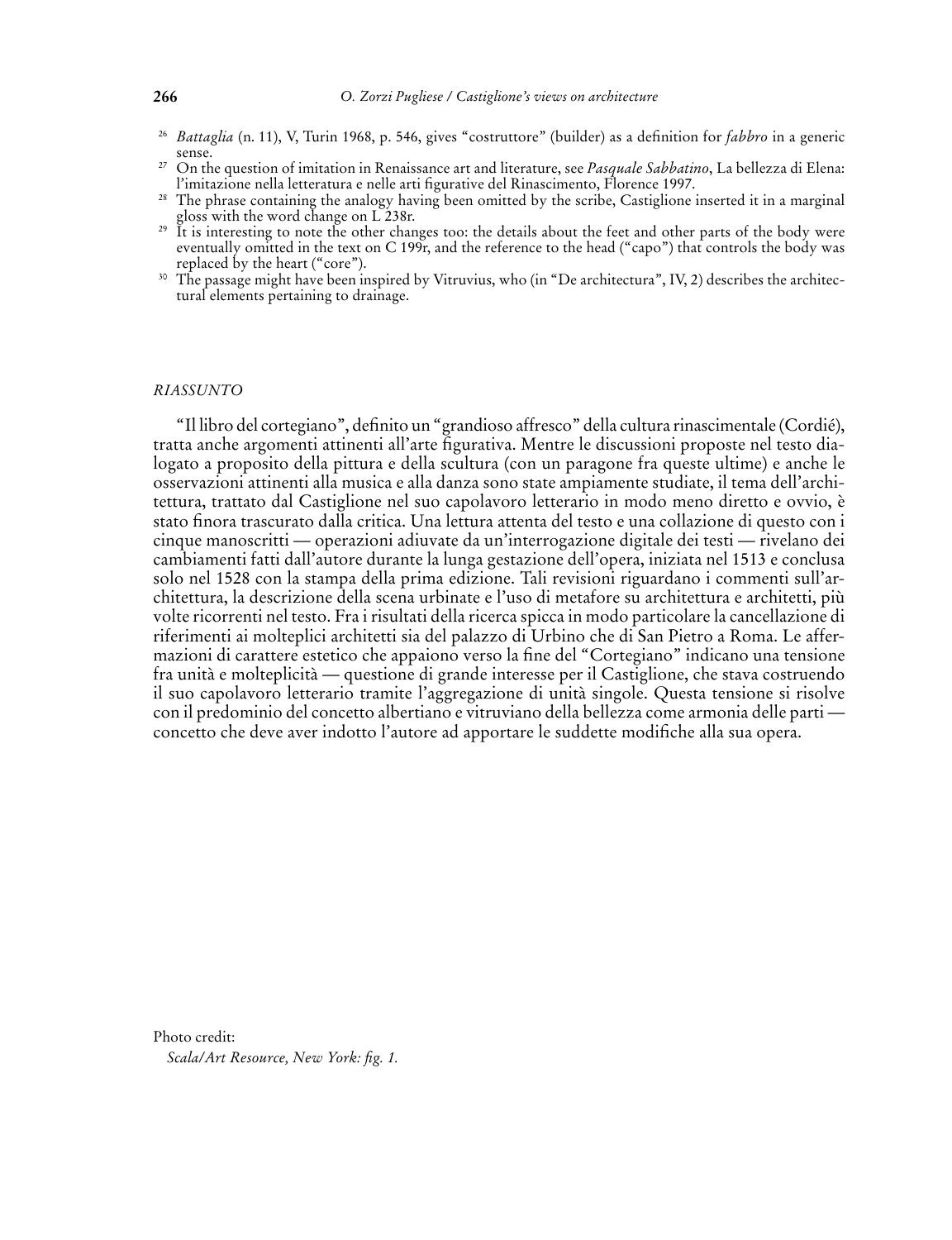[26] *Battaglia* (n. 11), V, Turin 1968, p. 546, gives "costruttore" (builder) as a definition for *fabbro* in a generic sense.

[27] On the question of imitation in Renaissance art and literature, see *Pasquale Sabbatino*, La bellezza di Elena: l'imitazione nella letteratura e nelle arti figurative del Rinascimento, Florence 1997.

[28] The phrase containing the analogy having been omitted by the scribe, Castiglione inserted it in a marginal gloss with the word change on L 238r.

[29] It is interesting to note the other changes too: the details about the feet and other parts of the body were eventually omitted in the text on C 199r, and the reference to the head ("capo") that controls the body was replaced by the heart ("core").

[30] The passage might have been inspired by Vitruvius, who (in "De architectura", IV, 2) describes the architectural elements pertaining to drainage.

## *RIASSUNTO*

"Il libro del cortegiano", definito un "grandioso affresco" della cultura rinascimentale (Cordié), tratta anche argomenti attinenti all'arte figurativa. Mentre le discussioni proposte nel testo dialogato a proposito della pittura e della scultura (con un paragone fra queste ultime) e anche le osservazioni attinenti alla musica e alla danza sono state ampiamente studiate, il tema dell'architettura, trattato dal Castiglione nel suo capolavoro letterario in modo meno diretto e ovvio, è stato finora trascurato dalla critica. Una lettura attenta del testo e una collazione di questo con i cinque manoscritti — operazioni adiuvate da un'interrogazione digitale dei testi — rivelano dei cambiamenti fatti dall'autore durante la lunga gestazione dell'opera, iniziata nel 1513 e conclusa solo nel 1528 con la stampa della prima edizione. Tali revisioni riguardano i commenti sull'architettura, la descrizione della scena urbinate e l'uso di metafore su architettura e architetti, più volte ricorrenti nel testo. Fra i risultati della ricerca spicca in modo particolare la cancellazione di riferimenti ai molteplici architetti sia del palazzo di Urbino che di San Pietro a Roma. Le affermazioni di carattere estetico che appaiono verso la fine del "Cortegiano" indicano una tensione fra unità e molteplicità — questione di grande interesse per il Castiglione, che stava costruendo il suo capolavoro letterario tramite l'aggregazione di unità singole. Questa tensione si risolve con il predominio del concetto albertiano e vitruviano della bellezza come armonia delle parti — concetto che deve aver indotto l'autore ad apportare le suddette modifiche alla sua opera.

Photo credit:
*Scala/Art Resource, New York: fig. 1.*